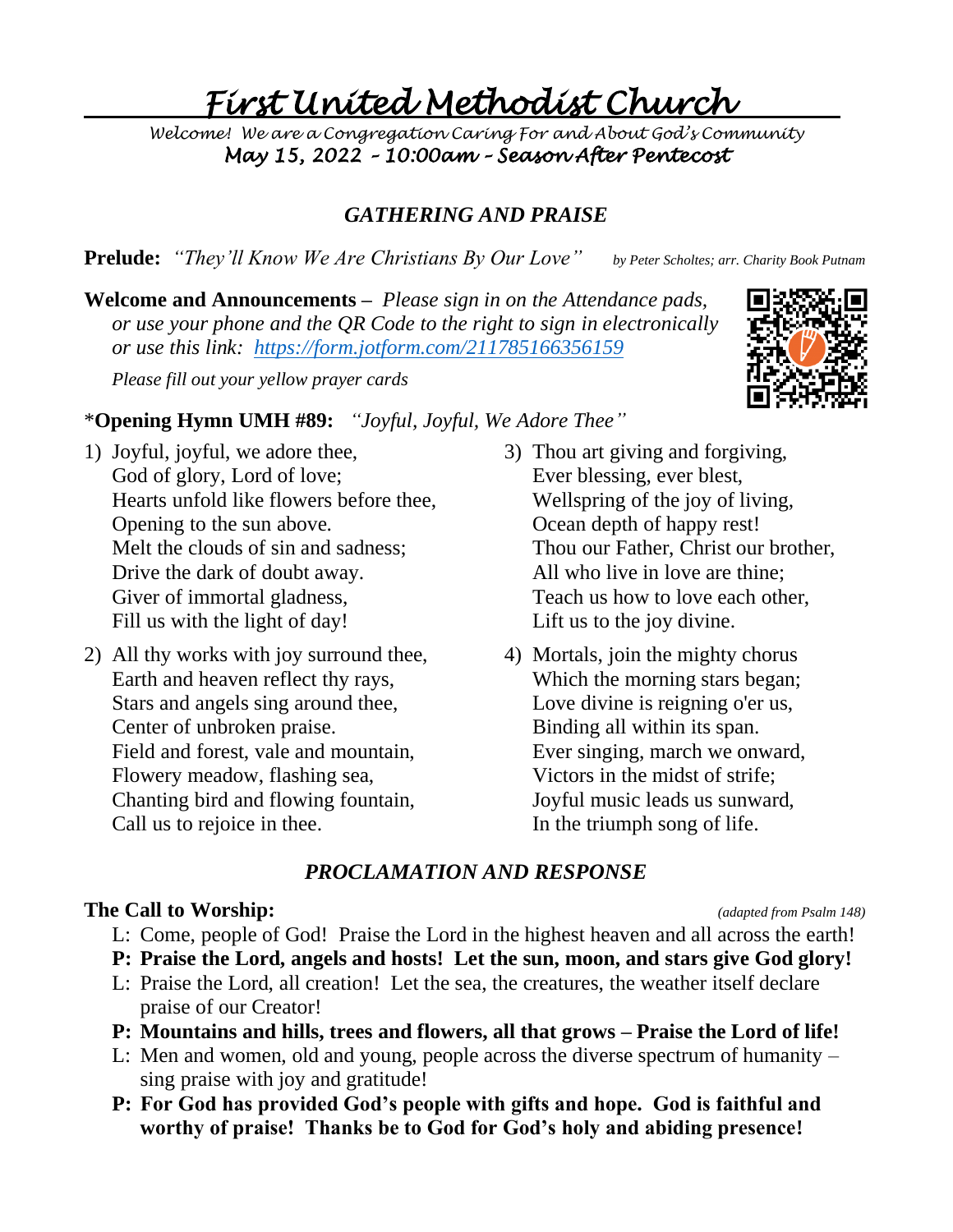# First United Methodist Church

*Welcome! We are a Congregation Caring For and About God's Community*

*May 15, 2022 – 10:00am – Season After Pentecost*

## GATHERING AND PRAISE

**Prelude:** *"They'll Know We Are Christians By Our Love"* *by Peter Scholtes; arr. Charity Book Putnam*

**Welcome and Announcements –** *Please sign in on the Attendance pads, or use your phone and the QR Code to the right to sign in electronically or use this link: https://form.jotform.com/211785166356159*

*Please fill out your yellow prayer cards*

\***Opening Hymn UMH #89:** *"Joyful, Joyful, We Adore Thee"*

1) Joyful, joyful, we adore thee,
God of glory, Lord of love;
Hearts unfold like flowers before thee,
Opening to the sun above.
Melt the clouds of sin and sadness;
Drive the dark of doubt away.
Giver of immortal gladness,
Fill us with the light of day!

2) All thy works with joy surround thee,
Earth and heaven reflect thy rays,
Stars and angels sing around thee,
Center of unbroken praise.
Field and forest, vale and mountain,
Flowery meadow, flashing sea,
Chanting bird and flowing fountain,
Call us to rejoice in thee.

3) Thou art giving and forgiving,
Ever blessing, ever blest,
Wellspring of the joy of living,
Ocean depth of happy rest!
Thou our Father, Christ our brother,
All who live in love are thine;
Teach us how to love each other,
Lift us to the joy divine.

4) Mortals, join the mighty chorus
Which the morning stars began;
Love divine is reigning o'er us,
Binding all within its span.
Ever singing, march we onward,
Victors in the midst of strife;
Joyful music leads us sunward,
In the triumph song of life.

## PROCLAMATION AND RESPONSE

**The Call to Worship:** *(adapted from Psalm 148)*

L: Come, people of God! Praise the Lord in the highest heaven and all across the earth!

**P: Praise the Lord, angels and hosts! Let the sun, moon, and stars give God glory!**

L: Praise the Lord, all creation! Let the sea, the creatures, the weather itself declare praise of our Creator!

**P: Mountains and hills, trees and flowers, all that grows – Praise the Lord of life!**

L: Men and women, old and young, people across the diverse spectrum of humanity – sing praise with joy and gratitude!

**P: For God has provided God's people with gifts and hope. God is faithful and worthy of praise! Thanks be to God for God's holy and abiding presence!**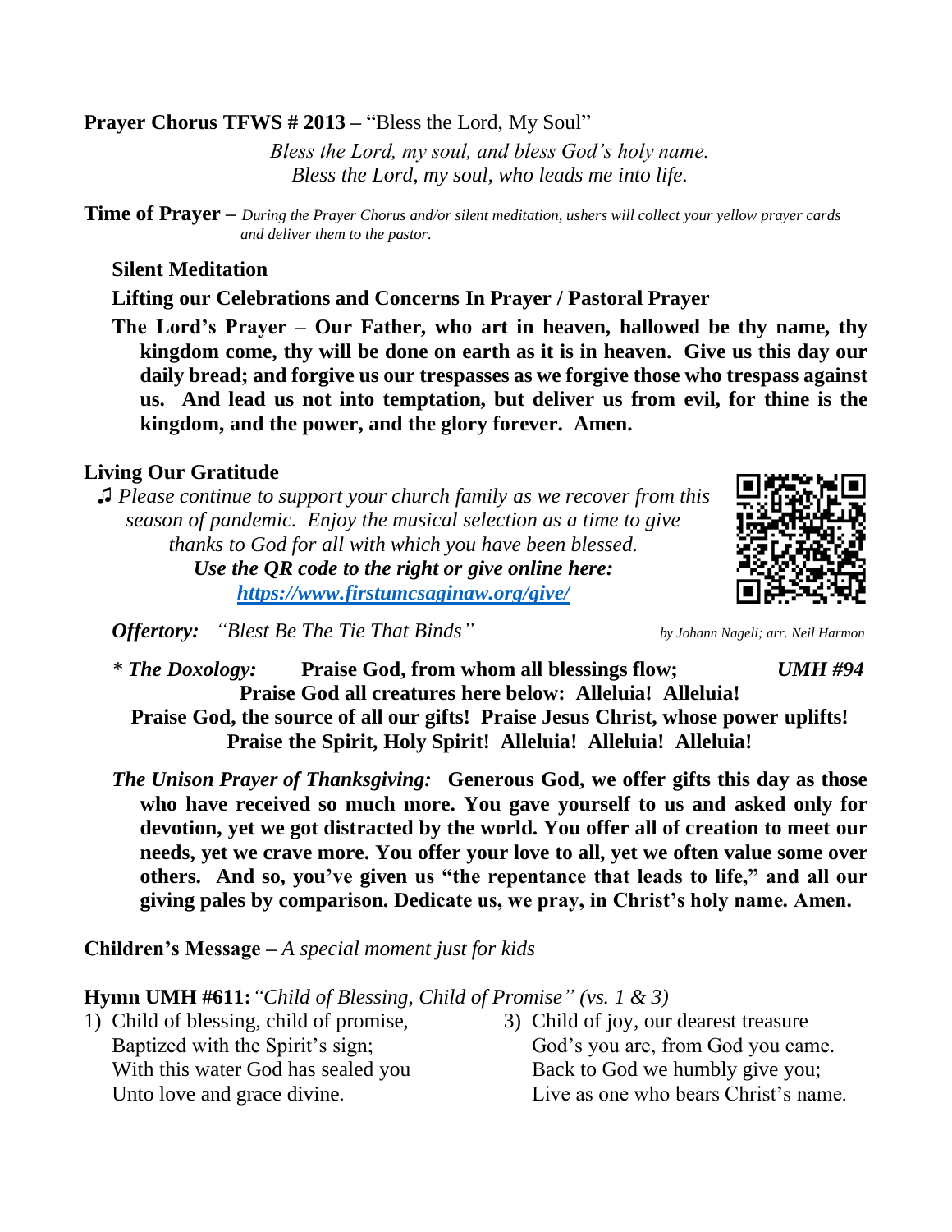**Prayer Chorus TFWS # 2013 –** "Bless the Lord, My Soul"

*Bless the Lord, my soul, and bless God's holy name.*
*Bless the Lord, my soul, who leads me into life.*

**Time of Prayer –** *During the Prayer Chorus and/or silent meditation, ushers will collect your yellow prayer cards and deliver them to the pastor.*

**Silent Meditation**

**Lifting our Celebrations and Concerns In Prayer / Pastoral Prayer**

**The Lord's Prayer – Our Father, who art in heaven, hallowed be thy name, thy kingdom come, thy will be done on earth as it is in heaven. Give us this day our daily bread; and forgive us our trespasses as we forgive those who trespass against us. And lead us not into temptation, but deliver us from evil, for thine is the kingdom, and the power, and the glory forever. Amen.**

**Living Our Gratitude**

♫ *Please continue to support your church family as we recover from this season of pandemic. Enjoy the musical selection as a time to give thanks to God for all with which you have been blessed.*
***Use the QR code to the right or give online here:***
***https://www.firstumcsaginaw.org/give/***

***Offertory:*** *"Blest Be The Tie That Binds"* *by Johann Nageli; arr. Neil Harmon*

*\* **The Doxology:*** **Praise God, from whom all blessings flow;** ***UMH #94***
**Praise God all creatures here below: Alleluia! Alleluia!**
**Praise God, the source of all our gifts! Praise Jesus Christ, whose power uplifts!**
**Praise the Spirit, Holy Spirit! Alleluia! Alleluia! Alleluia!**

***The Unison Prayer of Thanksgiving:*** **Generous God, we offer gifts this day as those who have received so much more. You gave yourself to us and asked only for devotion, yet we got distracted by the world. You offer all of creation to meet our needs, yet we crave more. You offer your love to all, yet we often value some over others. And so, you've given us "the repentance that leads to life," and all our giving pales by comparison. Dedicate us, we pray, in Christ's holy name. Amen.**

**Children's Message –** *A special moment just for kids*

**Hymn UMH #611:** *"Child of Blessing, Child of Promise" (vs. 1 & 3)*

1) Child of blessing, child of promise,
Baptized with the Spirit's sign;
With this water God has sealed you
Unto love and grace divine.

3) Child of joy, our dearest treasure
God's you are, from God you came.
Back to God we humbly give you;
Live as one who bears Christ's name.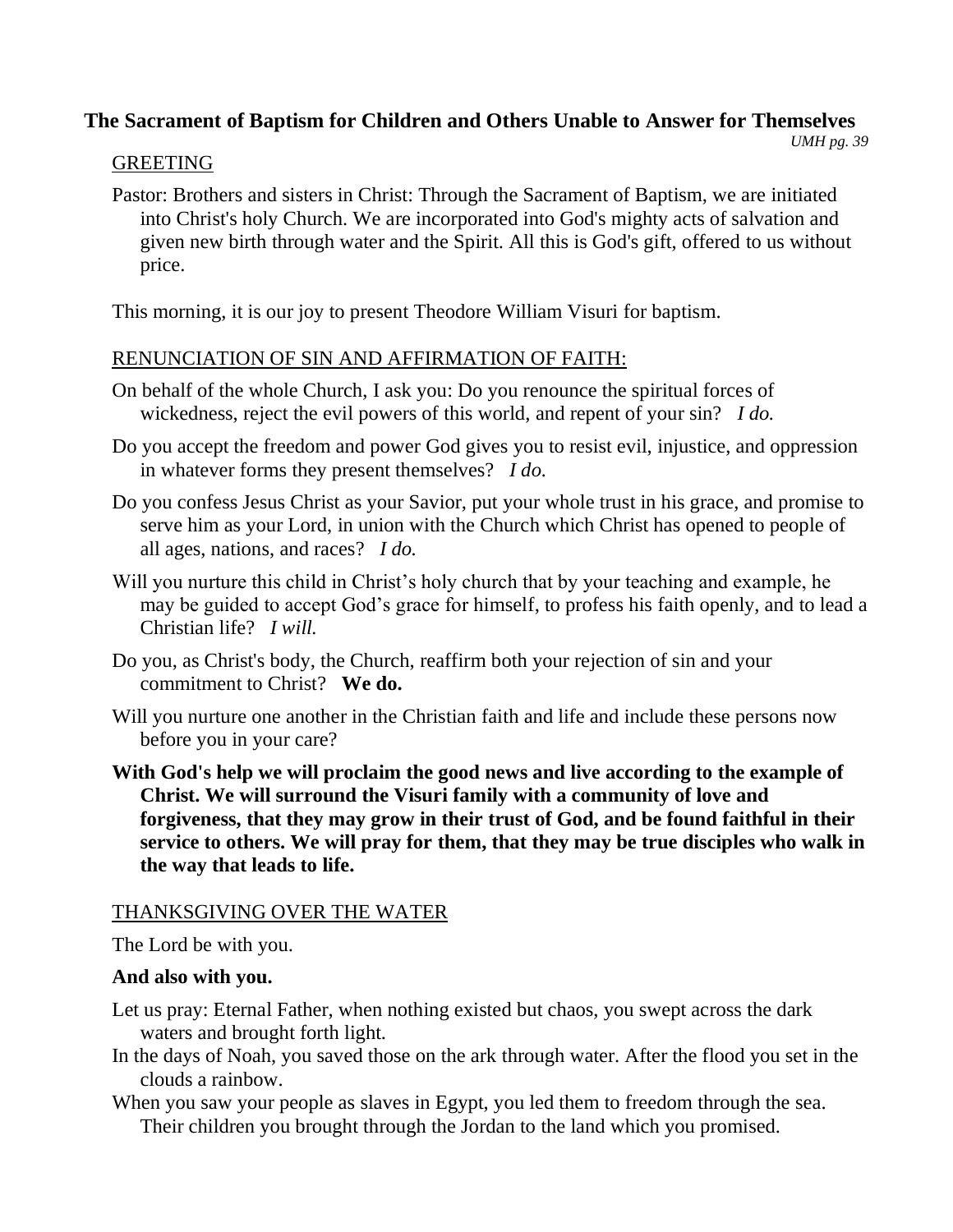**The Sacrament of Baptism for Children and Others Unable to Answer for Themselves**

*UMH pg. 39*

GREETING

Pastor: Brothers and sisters in Christ: Through the Sacrament of Baptism, we are initiated into Christ's holy Church. We are incorporated into God's mighty acts of salvation and given new birth through water and the Spirit. All this is God's gift, offered to us without price.

This morning, it is our joy to present Theodore William Visuri for baptism.

RENUNCIATION OF SIN AND AFFIRMATION OF FAITH:

On behalf of the whole Church, I ask you: Do you renounce the spiritual forces of wickedness, reject the evil powers of this world, and repent of your sin? *I do.*

Do you accept the freedom and power God gives you to resist evil, injustice, and oppression in whatever forms they present themselves? *I do.*

Do you confess Jesus Christ as your Savior, put your whole trust in his grace, and promise to serve him as your Lord, in union with the Church which Christ has opened to people of all ages, nations, and races? *I do.*

Will you nurture this child in Christ's holy church that by your teaching and example, he may be guided to accept God's grace for himself, to profess his faith openly, and to lead a Christian life? *I will.*

Do you, as Christ's body, the Church, reaffirm both your rejection of sin and your commitment to Christ? **We do.**

Will you nurture one another in the Christian faith and life and include these persons now before you in your care?

**With God's help we will proclaim the good news and live according to the example of Christ. We will surround the Visuri family with a community of love and forgiveness, that they may grow in their trust of God, and be found faithful in their service to others. We will pray for them, that they may be true disciples who walk in the way that leads to life.**

THANKSGIVING OVER THE WATER

The Lord be with you.

**And also with you.**

Let us pray: Eternal Father, when nothing existed but chaos, you swept across the dark waters and brought forth light.

In the days of Noah, you saved those on the ark through water. After the flood you set in the clouds a rainbow.

When you saw your people as slaves in Egypt, you led them to freedom through the sea. Their children you brought through the Jordan to the land which you promised.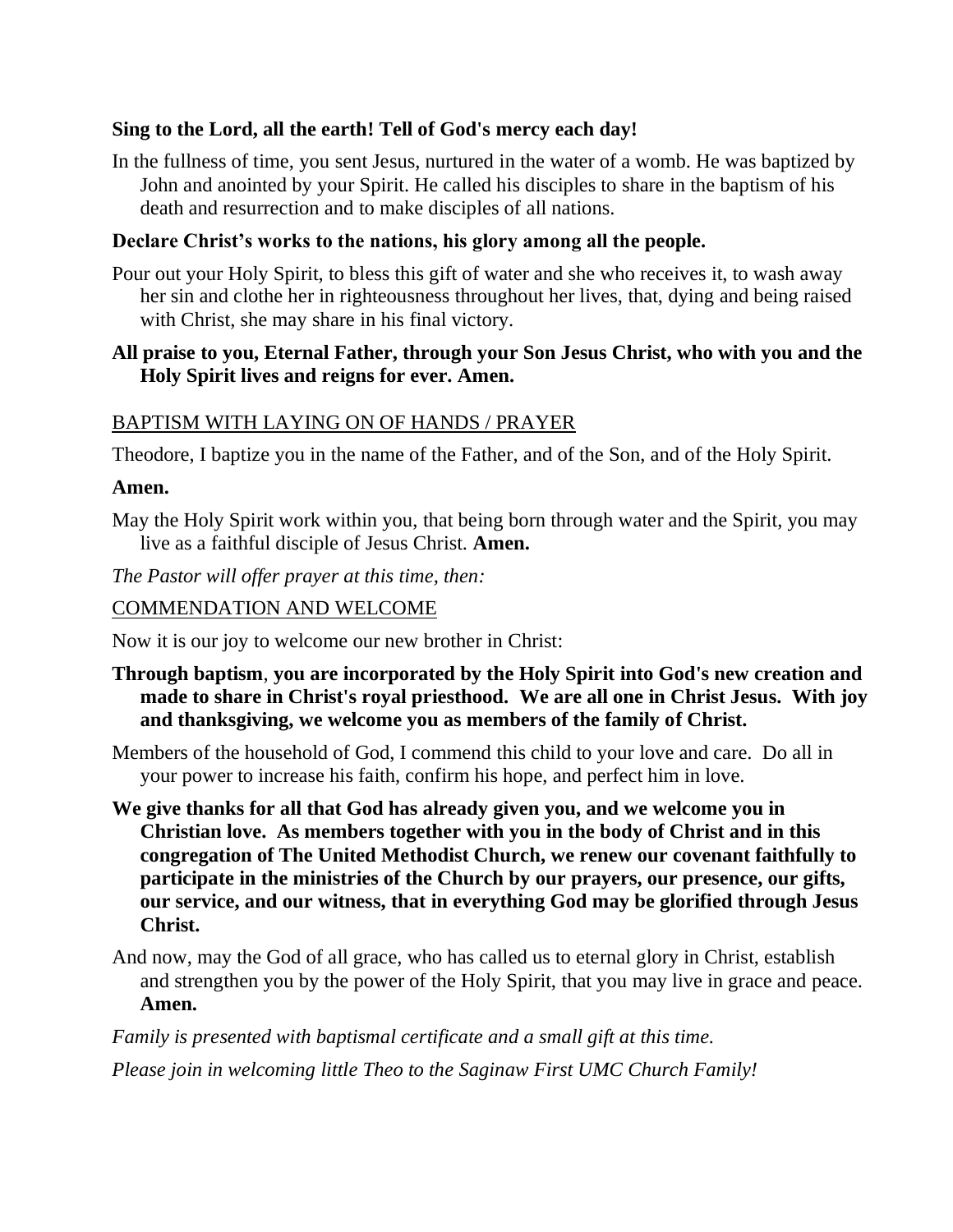**Sing to the Lord, all the earth! Tell of God's mercy each day!**

In the fullness of time, you sent Jesus, nurtured in the water of a womb. He was baptized by John and anointed by your Spirit. He called his disciples to share in the baptism of his death and resurrection and to make disciples of all nations.

**Declare Christ's works to the nations, his glory among all the people.**

Pour out your Holy Spirit, to bless this gift of water and she who receives it, to wash away her sin and clothe her in righteousness throughout her lives, that, dying and being raised with Christ, she may share in his final victory.

**All praise to you, Eternal Father, through your Son Jesus Christ, who with you and the Holy Spirit lives and reigns for ever. Amen.**

BAPTISM WITH LAYING ON OF HANDS / PRAYER

Theodore, I baptize you in the name of the Father, and of the Son, and of the Holy Spirit.

**Amen.**

May the Holy Spirit work within you, that being born through water and the Spirit, you may live as a faithful disciple of Jesus Christ. **Amen.**

*The Pastor will offer prayer at this time, then:*

COMMENDATION AND WELCOME

Now it is our joy to welcome our new brother in Christ:

**Through baptism, you are incorporated by the Holy Spirit into God's new creation and made to share in Christ's royal priesthood. We are all one in Christ Jesus. With joy and thanksgiving, we welcome you as members of the family of Christ.**

Members of the household of God, I commend this child to your love and care. Do all in your power to increase his faith, confirm his hope, and perfect him in love.

**We give thanks for all that God has already given you, and we welcome you in Christian love. As members together with you in the body of Christ and in this congregation of The United Methodist Church, we renew our covenant faithfully to participate in the ministries of the Church by our prayers, our presence, our gifts, our service, and our witness, that in everything God may be glorified through Jesus Christ.**

And now, may the God of all grace, who has called us to eternal glory in Christ, establish and strengthen you by the power of the Holy Spirit, that you may live in grace and peace. **Amen.**

*Family is presented with baptismal certificate and a small gift at this time.*

*Please join in welcoming little Theo to the Saginaw First UMC Church Family!*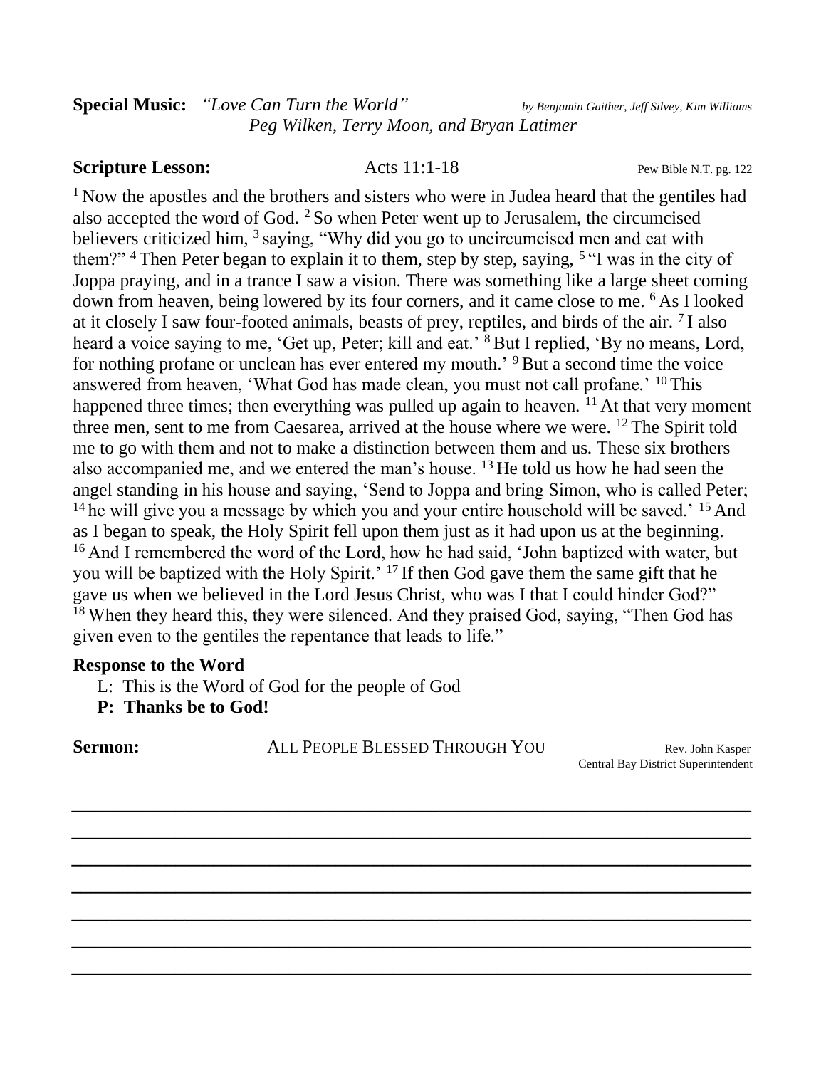**Special Music:** *"Love Can Turn the World"* *by Benjamin Gaither, Jeff Silvey, Kim Williams*

*Peg Wilken, Terry Moon, and Bryan Latimer*

**Scripture Lesson:** Acts 11:1-18 Pew Bible N.T. pg. 122

[1] Now the apostles and the brothers and sisters who were in Judea heard that the gentiles had also accepted the word of God. [2] So when Peter went up to Jerusalem, the circumcised believers criticized him, [3] saying, "Why did you go to uncircumcised men and eat with them?" [4] Then Peter began to explain it to them, step by step, saying, [5] "I was in the city of Joppa praying, and in a trance I saw a vision. There was something like a large sheet coming down from heaven, being lowered by its four corners, and it came close to me. [6] As I looked at it closely I saw four-footed animals, beasts of prey, reptiles, and birds of the air. [7] I also heard a voice saying to me, 'Get up, Peter; kill and eat.' [8] But I replied, 'By no means, Lord, for nothing profane or unclean has ever entered my mouth.' [9] But a second time the voice answered from heaven, 'What God has made clean, you must not call profane.' [10] This happened three times; then everything was pulled up again to heaven. [11] At that very moment three men, sent to me from Caesarea, arrived at the house where we were. [12] The Spirit told me to go with them and not to make a distinction between them and us. These six brothers also accompanied me, and we entered the man's house. [13] He told us how he had seen the angel standing in his house and saying, 'Send to Joppa and bring Simon, who is called Peter; [14] he will give you a message by which you and your entire household will be saved.' [15] And as I began to speak, the Holy Spirit fell upon them just as it had upon us at the beginning. [16] And I remembered the word of the Lord, how he had said, 'John baptized with water, but you will be baptized with the Holy Spirit.' [17] If then God gave them the same gift that he gave us when we believed in the Lord Jesus Christ, who was I that I could hinder God?" [18] When they heard this, they were silenced. And they praised God, saying, "Then God has given even to the gentiles the repentance that leads to life."

**Response to the Word**

L: This is the Word of God for the people of God
**P: Thanks be to God!**

**Sermon:** ALL PEOPLE BLESSED THROUGH YOU Rev. John Kasper
Central Bay District Superintendent

\_\_\_\_\_\_\_\_\_\_\_\_\_\_\_\_\_\_\_\_\_\_\_\_\_\_\_\_\_\_\_\_\_\_\_\_\_\_\_\_\_\_\_\_\_\_\_\_\_\_\_\_\_\_\_\_\_\_\_\_\_\_

\_\_\_\_\_\_\_\_\_\_\_\_\_\_\_\_\_\_\_\_\_\_\_\_\_\_\_\_\_\_\_\_\_\_\_\_\_\_\_\_\_\_\_\_\_\_\_\_\_\_\_\_\_\_\_\_\_\_\_\_\_\_

\_\_\_\_\_\_\_\_\_\_\_\_\_\_\_\_\_\_\_\_\_\_\_\_\_\_\_\_\_\_\_\_\_\_\_\_\_\_\_\_\_\_\_\_\_\_\_\_\_\_\_\_\_\_\_\_\_\_\_\_\_\_

\_\_\_\_\_\_\_\_\_\_\_\_\_\_\_\_\_\_\_\_\_\_\_\_\_\_\_\_\_\_\_\_\_\_\_\_\_\_\_\_\_\_\_\_\_\_\_\_\_\_\_\_\_\_\_\_\_\_\_\_\_\_

\_\_\_\_\_\_\_\_\_\_\_\_\_\_\_\_\_\_\_\_\_\_\_\_\_\_\_\_\_\_\_\_\_\_\_\_\_\_\_\_\_\_\_\_\_\_\_\_\_\_\_\_\_\_\_\_\_\_\_\_\_\_

\_\_\_\_\_\_\_\_\_\_\_\_\_\_\_\_\_\_\_\_\_\_\_\_\_\_\_\_\_\_\_\_\_\_\_\_\_\_\_\_\_\_\_\_\_\_\_\_\_\_\_\_\_\_\_\_\_\_\_\_\_\_

\_\_\_\_\_\_\_\_\_\_\_\_\_\_\_\_\_\_\_\_\_\_\_\_\_\_\_\_\_\_\_\_\_\_\_\_\_\_\_\_\_\_\_\_\_\_\_\_\_\_\_\_\_\_\_\_\_\_\_\_\_\_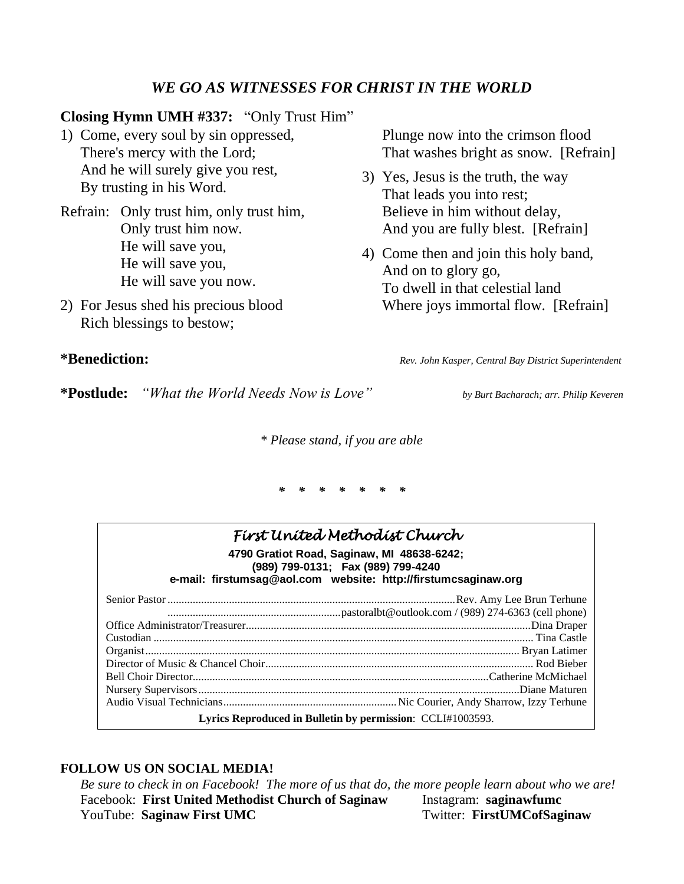## *WE GO AS WITNESSES FOR CHRIST IN THE WORLD*

**Closing Hymn UMH #337:** "Only Trust Him"

1) Come, every soul by sin oppressed,
   There's mercy with the Lord;
   And he will surely give you rest,
   By trusting in his Word.

Refrain: Only trust him, only trust him,
   Only trust him now.
   He will save you,
   He will save you,
   He will save you now.

2) For Jesus shed his precious blood
   Rich blessings to bestow;
   Plunge now into the crimson flood
   That washes bright as snow. [Refrain]

3) Yes, Jesus is the truth, the way
   That leads you into rest;
   Believe in him without delay,
   And you are fully blest. [Refrain]

4) Come then and join this holy band,
   And on to glory go,
   To dwell in that celestial land
   Where joys immortal flow. [Refrain]

**\*Benediction:** *Rev. John Kasper, Central Bay District Superintendent*

**\*Postlude:** *"What the World Needs Now is Love"* *by Burt Bacharach; arr. Philip Keveren*

*\* Please stand, if you are able*

\* \* \* \* \* \* \*

### *First United Methodist Church*

**4790 Gratiot Road, Saginaw, MI 48638-6242;**
**(989) 799-0131; Fax (989) 799-4240**
**e-mail: firstumsag@aol.com website: http://firstumcsaginaw.org**

Senior Pastor ............ Rev. Amy Lee Brun Terhune
............ pastoralbt@outlook.com / (989) 274-6363 (cell phone)
Office Administrator/Treasurer ............ Dina Draper
Custodian ............ Tina Castle
Organist ............ Bryan Latimer
Director of Music & Chancel Choir ............ Rod Bieber
Bell Choir Director ............ Catherine McMichael
Nursery Supervisors ............ Diane Maturen
Audio Visual Technicians ............ Nic Courier, Andy Sharrow, Izzy Terhune

**Lyrics Reproduced in Bulletin by permission**: CCLI#1003593.

**FOLLOW US ON SOCIAL MEDIA!**

*Be sure to check in on Facebook! The more of us that do, the more people learn about who we are!*
Facebook: **First United Methodist Church of Saginaw**
Instagram: **saginawfumc**
YouTube: **Saginaw First UMC**
Twitter: **FirstUMCofSaginaw**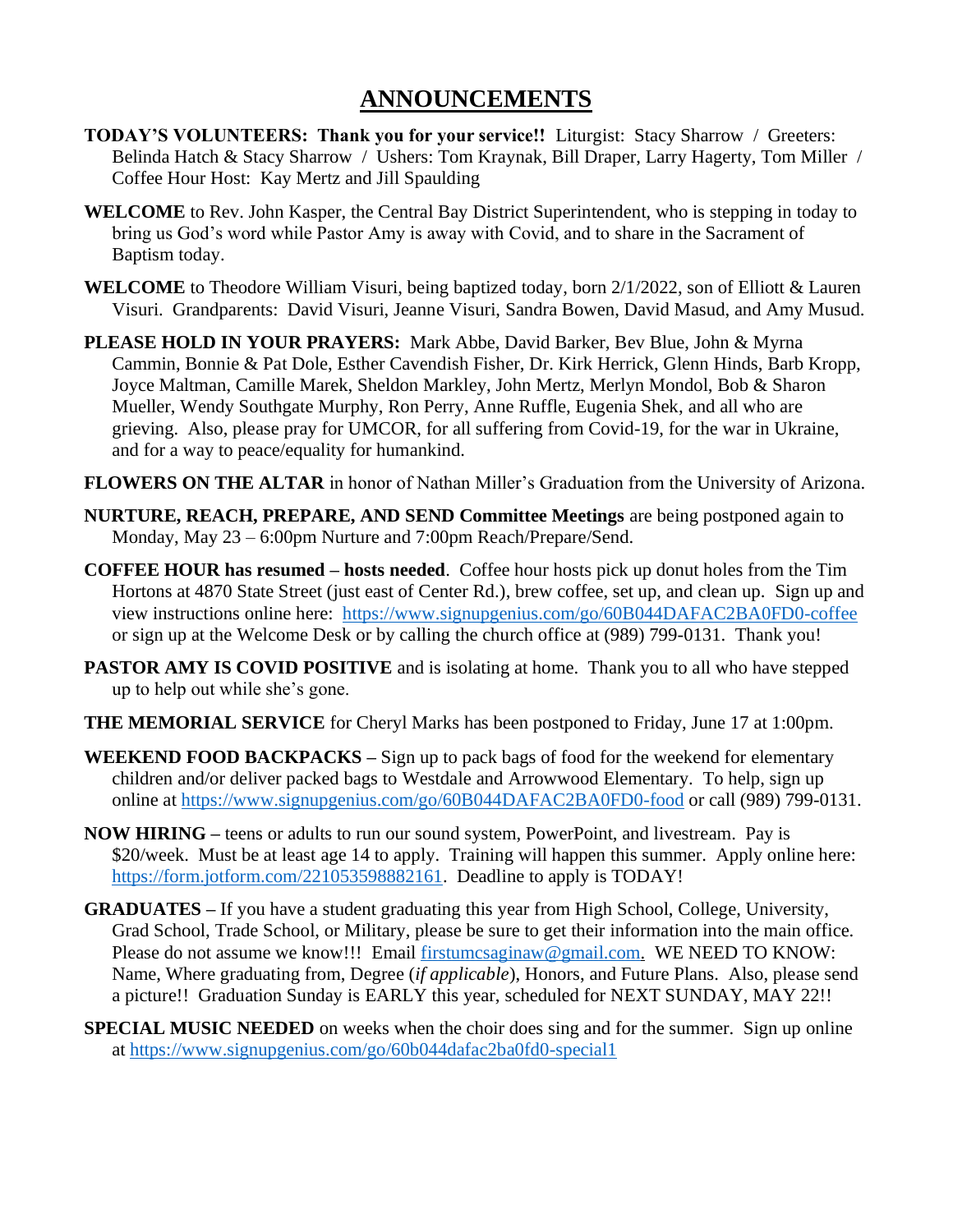# ANNOUNCEMENTS

**TODAY'S VOLUNTEERS: Thank you for your service!!** Liturgist: Stacy Sharrow / Greeters: Belinda Hatch & Stacy Sharrow / Ushers: Tom Kraynak, Bill Draper, Larry Hagerty, Tom Miller / Coffee Hour Host: Kay Mertz and Jill Spaulding

**WELCOME** to Rev. John Kasper, the Central Bay District Superintendent, who is stepping in today to bring us God's word while Pastor Amy is away with Covid, and to share in the Sacrament of Baptism today.

**WELCOME** to Theodore William Visuri, being baptized today, born 2/1/2022, son of Elliott & Lauren Visuri. Grandparents: David Visuri, Jeanne Visuri, Sandra Bowen, David Masud, and Amy Musud.

**PLEASE HOLD IN YOUR PRAYERS:** Mark Abbe, David Barker, Bev Blue, John & Myrna Cammin, Bonnie & Pat Dole, Esther Cavendish Fisher, Dr. Kirk Herrick, Glenn Hinds, Barb Kropp, Joyce Maltman, Camille Marek, Sheldon Markley, John Mertz, Merlyn Mondol, Bob & Sharon Mueller, Wendy Southgate Murphy, Ron Perry, Anne Ruffle, Eugenia Shek, and all who are grieving. Also, please pray for UMCOR, for all suffering from Covid-19, for the war in Ukraine, and for a way to peace/equality for humankind.

**FLOWERS ON THE ALTAR** in honor of Nathan Miller's Graduation from the University of Arizona.

**NURTURE, REACH, PREPARE, AND SEND Committee Meetings** are being postponed again to Monday, May 23 – 6:00pm Nurture and 7:00pm Reach/Prepare/Send.

**COFFEE HOUR has resumed – hosts needed**. Coffee hour hosts pick up donut holes from the Tim Hortons at 4870 State Street (just east of Center Rd.), brew coffee, set up, and clean up. Sign up and view instructions online here: https://www.signupgenius.com/go/60B044DAFAC2BA0FD0-coffee or sign up at the Welcome Desk or by calling the church office at (989) 799-0131. Thank you!

**PASTOR AMY IS COVID POSITIVE** and is isolating at home. Thank you to all who have stepped up to help out while she's gone.

**THE MEMORIAL SERVICE** for Cheryl Marks has been postponed to Friday, June 17 at 1:00pm.

**WEEKEND FOOD BACKPACKS –** Sign up to pack bags of food for the weekend for elementary children and/or deliver packed bags to Westdale and Arrowwood Elementary. To help, sign up online at https://www.signupgenius.com/go/60B044DAFAC2BA0FD0-food or call (989) 799-0131.

**NOW HIRING –** teens or adults to run our sound system, PowerPoint, and livestream. Pay is $20/week. Must be at least age 14 to apply. Training will happen this summer. Apply online here: https://form.jotform.com/221053598882161. Deadline to apply is TODAY!

**GRADUATES –** If you have a student graduating this year from High School, College, University, Grad School, Trade School, or Military, please be sure to get their information into the main office. Please do not assume we know!!! Email firstumcsaginaw@gmail.com. WE NEED TO KNOW: Name, Where graduating from, Degree (*if applicable*), Honors, and Future Plans. Also, please send a picture!! Graduation Sunday is EARLY this year, scheduled for NEXT SUNDAY, MAY 22!!

**SPECIAL MUSIC NEEDED** on weeks when the choir does sing and for the summer. Sign up online at https://www.signupgenius.com/go/60b044dafac2ba0fd0-special1